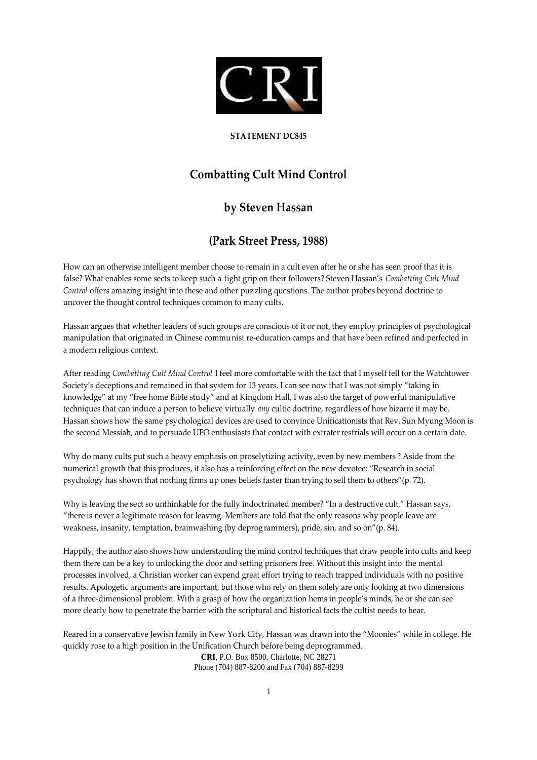**STATEMENT DC845**

# Combatting Cult Mind Control

## by Steven Hassan

## (Park Street Press, 1988)

How can an otherwise intelligent member choose to remain in a cult even after he or she has seen proof that it is false? What enables some sects to keep such a tight grip on their followers? Steven Hassan's *Combatting Cult Mind Control* offers amazing insight into these and other puzzling questions. The author probes beyond doctrine to uncover the thought control techniques common to many cults.

Hassan argues that whether leaders of such groups are conscious of it or not, they employ principles of psychological manipulation that originated in Chinese communist re-education camps and that have been refined and perfected in a modern religious context.

After reading *Combatting Cult Mind Control* I feel more comfortable with the fact that I myself fell for the Watchtower Society's deceptions and remained in that system for 13 years. I can see now that I was not simply "taking in knowledge" at my "free home Bible study" and at Kingdom Hall, I was also the target of powerful manipulative techniques that can induce a person to believe virtually *any* cultic doctrine, regardless of how bizarre it may be. Hassan shows how the same psychological devices are used to convince Unificationists that Rev. Sun Myung Moon is the second Messiah, and to persuade UFO enthusiasts that contact with extraterrestrials will occur on a certain date.

Why do many cults put such a heavy emphasis on proselytizing activity, even by new members ? Aside from the numerical growth that this produces, it also has a reinforcing effect on the new devotee: "Research in social psychology has shown that nothing firms up ones beliefs faster than trying to sell them to others"(p. 72).

Why is leaving the sect so unthinkable for the fully indoctrinated member? "In a destructive cult," Hassan says, "there is never a legitimate reason for leaving. Members are told that the only reasons why people leave are weakness, insanity, temptation, brainwashing (by deprogrammers), pride, sin, and so on"(p. 84).

Happily, the author also shows how understanding the mind control techniques that draw people into cults and keep them there can be a key to unlocking the door and setting prisoners free. Without this insight into the mental processes involved, a Christian worker can expend great effort trying to reach trapped individuals with no positive results. Apologetic arguments are important, but those who rely on them solely are only looking at two dimensions of a three-dimensional problem. With a grasp of how the organization hems in people's minds, he or she can see more clearly how to penetrate the barrier with the scriptural and historical facts the cultist needs to hear.

Reared in a conservative Jewish family in New York City, Hassan was drawn into the "Moonies" while in college. He quickly rose to a high position in the Unification Church before being deprogrammed.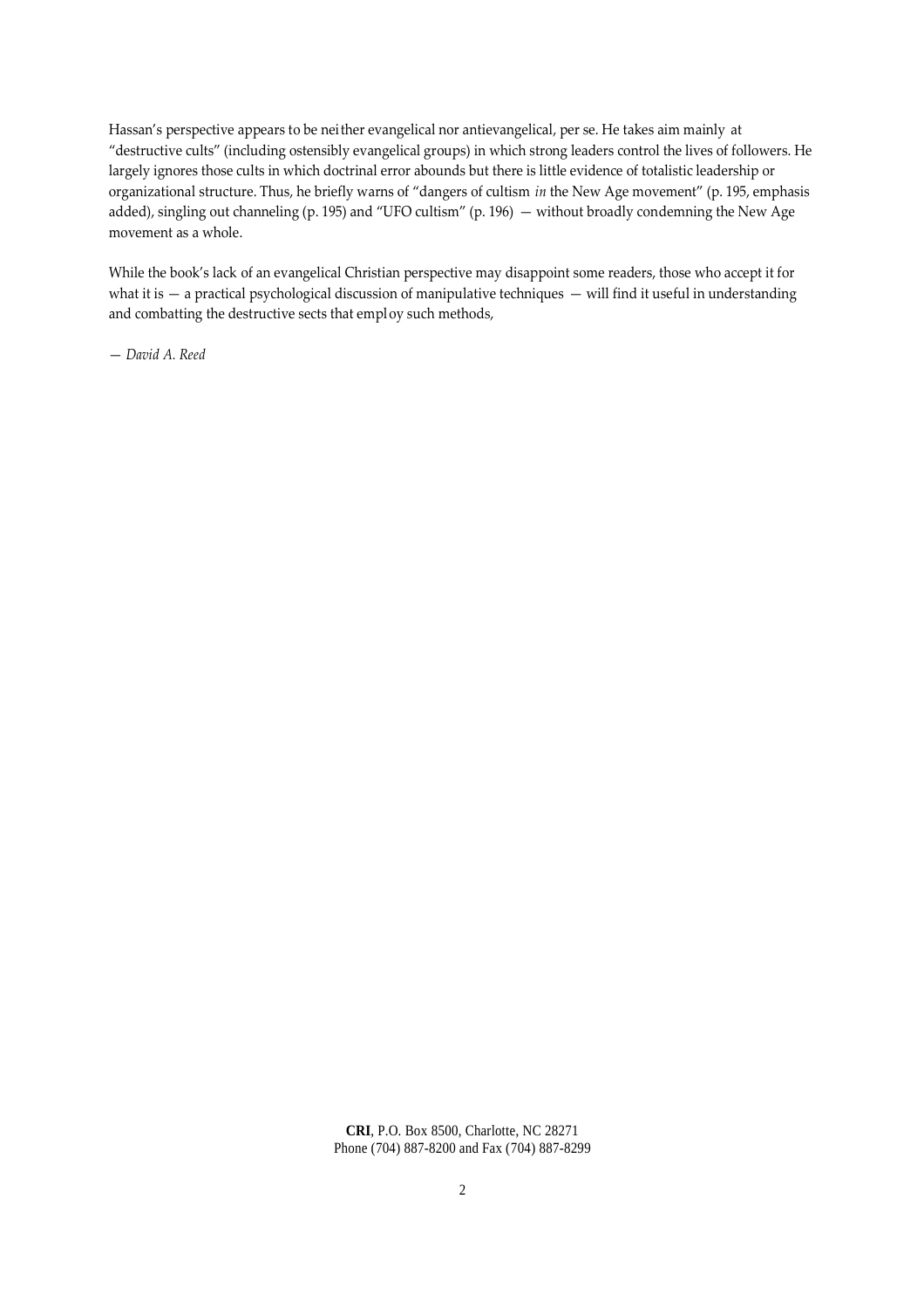Hassan's perspective appears to be neither evangelical nor antievangelical, per se. He takes aim mainly at "destructive cults" (including ostensibly evangelical groups) in which strong leaders control the lives of followers. He largely ignores those cults in which doctrinal error abounds but there is little evidence of totalistic leadership or organizational structure. Thus, he briefly warns of "dangers of cultism *in* the New Age movement" (p. 195, emphasis added), singling out channeling (p. 195) and "UFO cultism" (p. 196) — without broadly condemning the New Age movement as a whole.

While the book's lack of an evangelical Christian perspective may disappoint some readers, those who accept it for what it is — a practical psychological discussion of manipulative techniques — will find it useful in understanding and combatting the destructive sects that employ such methods,

— *David A. Reed*

**CRI**, P.O. Box 8500, Charlotte, NC 28271
Phone (704) 887-8200 and Fax (704) 887-8299